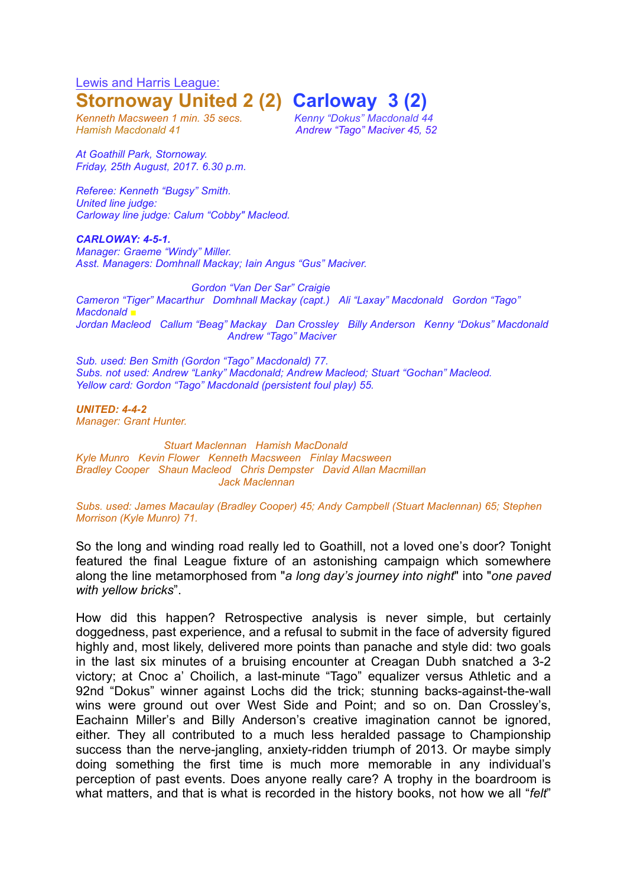Lewis and Harris League:

# Stornoway United 2 (2) Carloway 3 (2)

*Kenneth Macsween 1 min. 35 secs.* *Kenny "Dokus" Macdonald 44*
*Hamish Macdonald 41* *Andrew "Tago" Maciver 45, 52*

*At Goathill Park, Stornoway.*
*Friday, 25th August, 2017. 6.30 p.m.*

*Referee: Kenneth "Bugsy" Smith.*
*United line judge:*
*Carloway line judge: Calum "Cobby" Macleod.*

***CARLOWAY: 4-5-1.***
*Manager: Graeme "Windy" Miller.*
*Asst. Managers: Domhnall Mackay; Iain Angus "Gus" Maciver.*

*Gordon "Van Der Sar" Craigie*
*Cameron "Tiger" Macarthur Domhnall Mackay (capt.) Ali "Laxay" Macdonald Gordon "Tago" Macdonald ■*
*Jordan Macleod Callum "Beag" Mackay Dan Crossley Billy Anderson Kenny "Dokus" Macdonald*
*Andrew "Tago" Maciver*

*Sub. used: Ben Smith (Gordon "Tago" Macdonald) 77.*
*Subs. not used: Andrew "Lanky" Macdonald; Andrew Macleod; Stuart "Gochan" Macleod.*
*Yellow card: Gordon "Tago" Macdonald (persistent foul play) 55.*

***UNITED: 4-4-2***
*Manager: Grant Hunter.*

*Stuart Maclennan Hamish MacDonald*
*Kyle Munro Kevin Flower Kenneth Macsween Finlay Macsween*
*Bradley Cooper Shaun Macleod Chris Dempster David Allan Macmillan*
*Jack Maclennan*

*Subs. used: James Macaulay (Bradley Cooper) 45; Andy Campbell (Stuart Maclennan) 65; Stephen Morrison (Kyle Munro) 71.*

So the long and winding road really led to Goathill, not a loved one's door? Tonight featured the final League fixture of an astonishing campaign which somewhere along the line metamorphosed from "*a long day's journey into night*" into "*one paved with yellow bricks*".

How did this happen? Retrospective analysis is never simple, but certainly doggedness, past experience, and a refusal to submit in the face of adversity figured highly and, most likely, delivered more points than panache and style did: two goals in the last six minutes of a bruising encounter at Creagan Dubh snatched a 3-2 victory; at Cnoc a' Choilich, a last-minute "Tago" equalizer versus Athletic and a 92nd "Dokus" winner against Lochs did the trick; stunning backs-against-the-wall wins were ground out over West Side and Point; and so on. Dan Crossley's, Eachainn Miller's and Billy Anderson's creative imagination cannot be ignored, either. They all contributed to a much less heralded passage to Championship success than the nerve-jangling, anxiety-ridden triumph of 2013. Or maybe simply doing something the first time is much more memorable in any individual's perception of past events. Does anyone really care? A trophy in the boardroom is what matters, and that is what is recorded in the history books, not how we all "*felt*"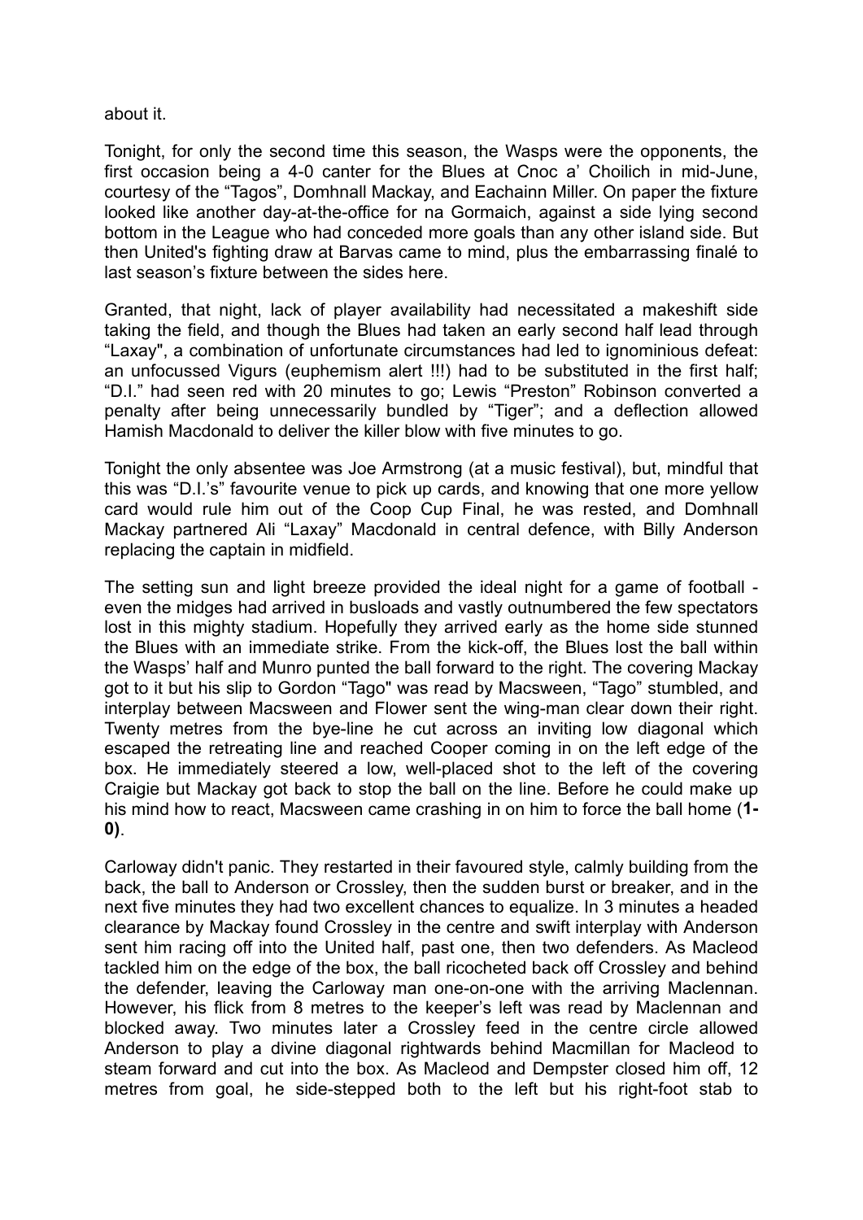about it.

Tonight, for only the second time this season, the Wasps were the opponents, the first occasion being a 4-0 canter for the Blues at Cnoc a' Choilich in mid-June, courtesy of the "Tagos", Domhnall Mackay, and Eachainn Miller. On paper the fixture looked like another day-at-the-office for na Gormaich, against a side lying second bottom in the League who had conceded more goals than any other island side. But then United's fighting draw at Barvas came to mind, plus the embarrassing finalé to last season's fixture between the sides here.

Granted, that night, lack of player availability had necessitated a makeshift side taking the field, and though the Blues had taken an early second half lead through "Laxay", a combination of unfortunate circumstances had led to ignominious defeat: an unfocussed Vigurs (euphemism alert !!!) had to be substituted in the first half; "D.I." had seen red with 20 minutes to go; Lewis "Preston" Robinson converted a penalty after being unnecessarily bundled by "Tiger"; and a deflection allowed Hamish Macdonald to deliver the killer blow with five minutes to go.

Tonight the only absentee was Joe Armstrong (at a music festival), but, mindful that this was "D.I.'s" favourite venue to pick up cards, and knowing that one more yellow card would rule him out of the Coop Cup Final, he was rested, and Domhnall Mackay partnered Ali "Laxay" Macdonald in central defence, with Billy Anderson replacing the captain in midfield.

The setting sun and light breeze provided the ideal night for a game of football - even the midges had arrived in busloads and vastly outnumbered the few spectators lost in this mighty stadium. Hopefully they arrived early as the home side stunned the Blues with an immediate strike. From the kick-off, the Blues lost the ball within the Wasps' half and Munro punted the ball forward to the right. The covering Mackay got to it but his slip to Gordon "Tago" was read by Macsween, "Tago" stumbled, and interplay between Macsween and Flower sent the wing-man clear down their right. Twenty metres from the bye-line he cut across an inviting low diagonal which escaped the retreating line and reached Cooper coming in on the left edge of the box. He immediately steered a low, well-placed shot to the left of the covering Craigie but Mackay got back to stop the ball on the line. Before he could make up his mind how to react, Macsween came crashing in on him to force the ball home (**1-0**).

Carloway didn't panic. They restarted in their favoured style, calmly building from the back, the ball to Anderson or Crossley, then the sudden burst or breaker, and in the next five minutes they had two excellent chances to equalize. In 3 minutes a headed clearance by Mackay found Crossley in the centre and swift interplay with Anderson sent him racing off into the United half, past one, then two defenders. As Macleod tackled him on the edge of the box, the ball ricocheted back off Crossley and behind the defender, leaving the Carloway man one-on-one with the arriving Maclennan. However, his flick from 8 metres to the keeper's left was read by Maclennan and blocked away. Two minutes later a Crossley feed in the centre circle allowed Anderson to play a divine diagonal rightwards behind Macmillan for Macleod to steam forward and cut into the box. As Macleod and Dempster closed him off, 12 metres from goal, he side-stepped both to the left but his right-foot stab to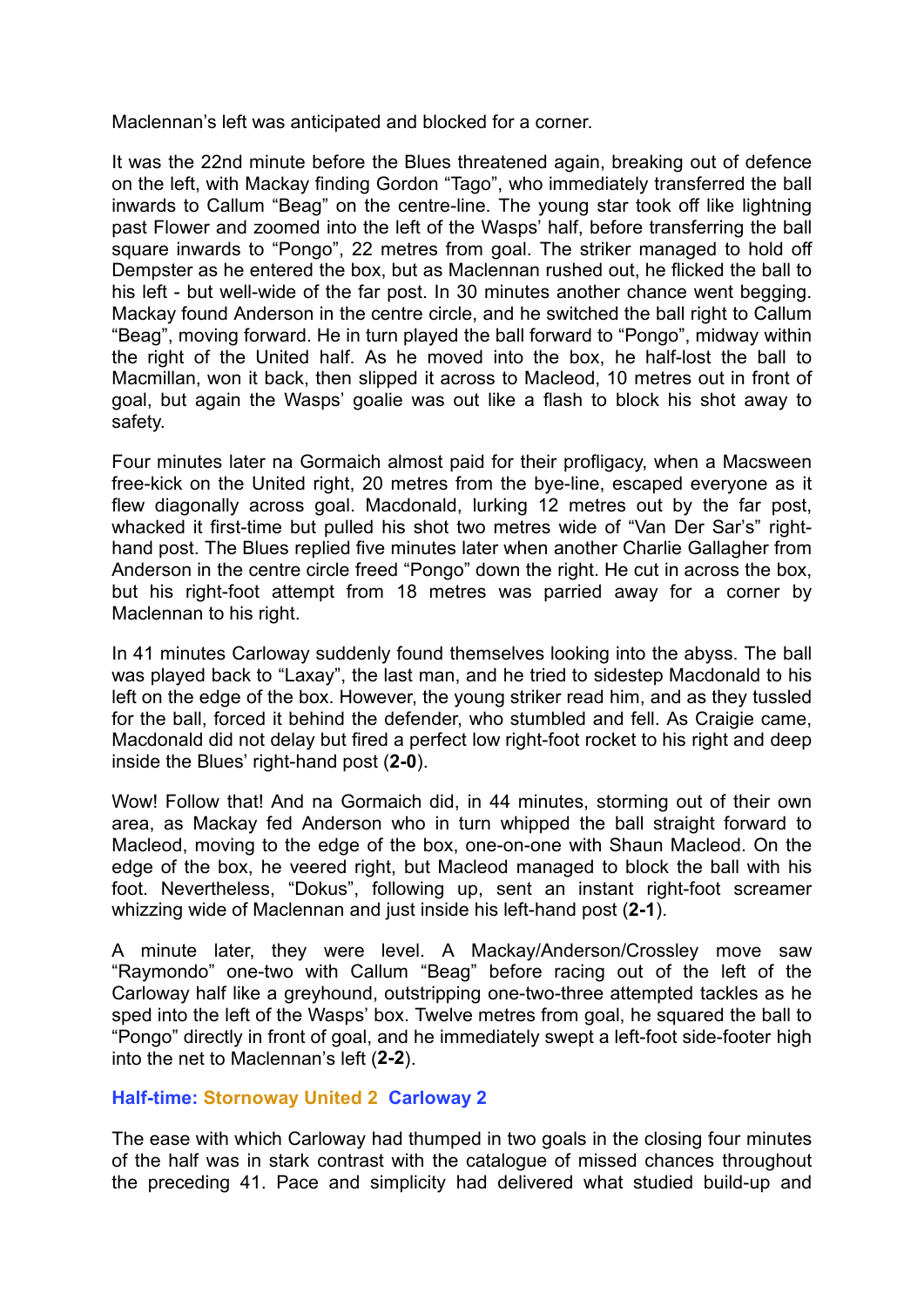Maclennan's left was anticipated and blocked for a corner.

It was the 22nd minute before the Blues threatened again, breaking out of defence on the left, with Mackay finding Gordon "Tago", who immediately transferred the ball inwards to Callum "Beag" on the centre-line. The young star took off like lightning past Flower and zoomed into the left of the Wasps' half, before transferring the ball square inwards to "Pongo", 22 metres from goal. The striker managed to hold off Dempster as he entered the box, but as Maclennan rushed out, he flicked the ball to his left - but well-wide of the far post. In 30 minutes another chance went begging. Mackay found Anderson in the centre circle, and he switched the ball right to Callum "Beag", moving forward. He in turn played the ball forward to "Pongo", midway within the right of the United half. As he moved into the box, he half-lost the ball to Macmillan, won it back, then slipped it across to Macleod, 10 metres out in front of goal, but again the Wasps' goalie was out like a flash to block his shot away to safety.

Four minutes later na Gormaich almost paid for their profligacy, when a Macsween free-kick on the United right, 20 metres from the bye-line, escaped everyone as it flew diagonally across goal. Macdonald, lurking 12 metres out by the far post, whacked it first-time but pulled his shot two metres wide of "Van Der Sar's" right-hand post. The Blues replied five minutes later when another Charlie Gallagher from Anderson in the centre circle freed "Pongo" down the right. He cut in across the box, but his right-foot attempt from 18 metres was parried away for a corner by Maclennan to his right.

In 41 minutes Carloway suddenly found themselves looking into the abyss. The ball was played back to "Laxay", the last man, and he tried to sidestep Macdonald to his left on the edge of the box. However, the young striker read him, and as they tussled for the ball, forced it behind the defender, who stumbled and fell. As Craigie came, Macdonald did not delay but fired a perfect low right-foot rocket to his right and deep inside the Blues' right-hand post (**2-0**).

Wow! Follow that! And na Gormaich did, in 44 minutes, storming out of their own area, as Mackay fed Anderson who in turn whipped the ball straight forward to Macleod, moving to the edge of the box, one-on-one with Shaun Macleod. On the edge of the box, he veered right, but Macleod managed to block the ball with his foot. Nevertheless, "Dokus", following up, sent an instant right-foot screamer whizzing wide of Maclennan and just inside his left-hand post (**2-1**).

A minute later, they were level. A Mackay/Anderson/Crossley move saw "Raymondo" one-two with Callum "Beag" before racing out of the left of the Carloway half like a greyhound, outstripping one-two-three attempted tackles as he sped into the left of the Wasps' box. Twelve metres from goal, he squared the ball to "Pongo" directly in front of goal, and he immediately swept a left-foot side-footer high into the net to Maclennan's left (**2-2**).

**Half-time: Stornoway United 2 Carloway 2**

The ease with which Carloway had thumped in two goals in the closing four minutes of the half was in stark contrast with the catalogue of missed chances throughout the preceding 41. Pace and simplicity had delivered what studied build-up and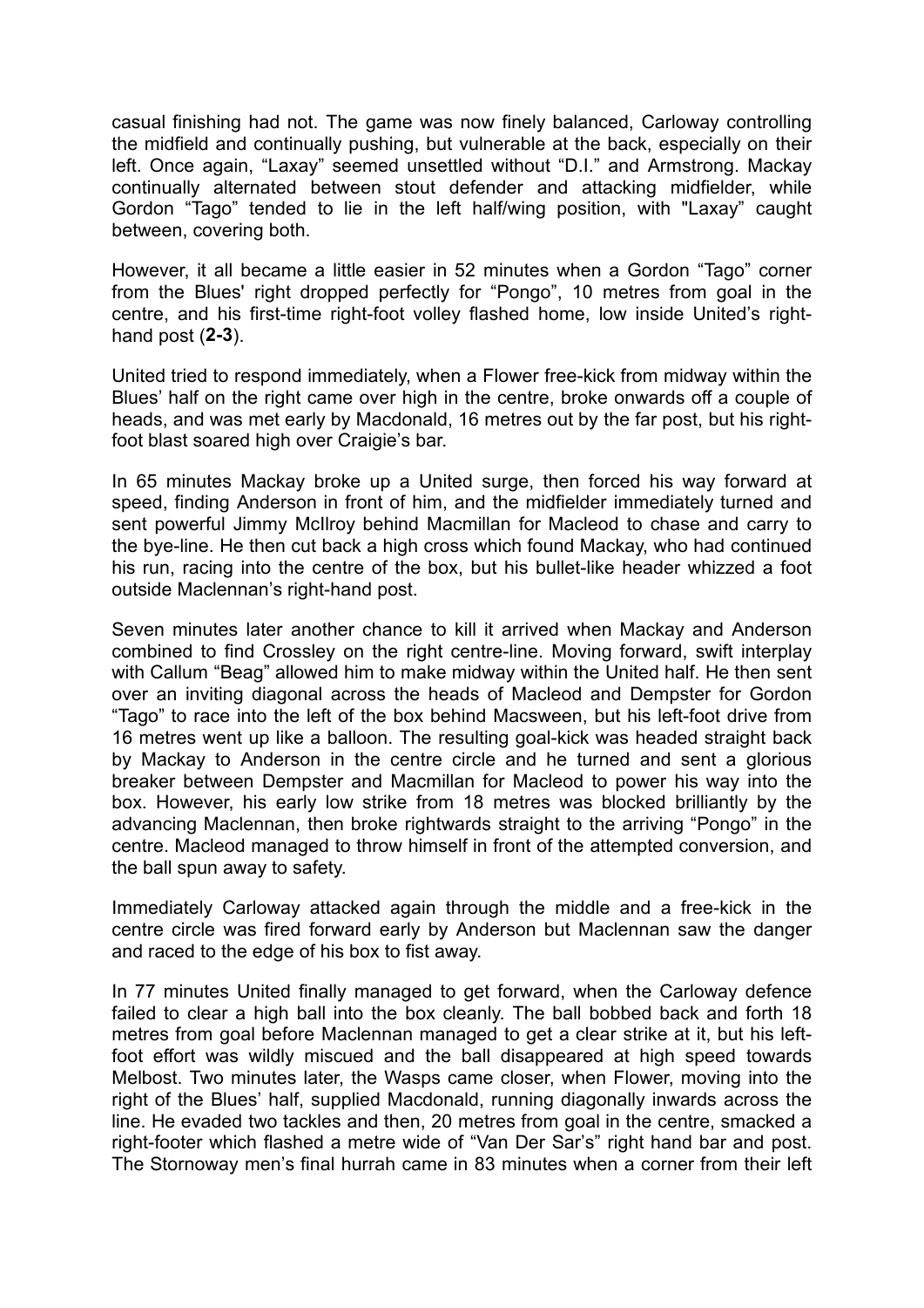casual finishing had not. The game was now finely balanced, Carloway controlling the midfield and continually pushing, but vulnerable at the back, especially on their left. Once again, "Laxay" seemed unsettled without "D.I." and Armstrong. Mackay continually alternated between stout defender and attacking midfielder, while Gordon "Tago" tended to lie in the left half/wing position, with "Laxay" caught between, covering both.

However, it all became a little easier in 52 minutes when a Gordon "Tago" corner from the Blues' right dropped perfectly for "Pongo", 10 metres from goal in the centre, and his first-time right-foot volley flashed home, low inside United's right-hand post (**2-3**).

United tried to respond immediately, when a Flower free-kick from midway within the Blues' half on the right came over high in the centre, broke onwards off a couple of heads, and was met early by Macdonald, 16 metres out by the far post, but his right-foot blast soared high over Craigie's bar.

In 65 minutes Mackay broke up a United surge, then forced his way forward at speed, finding Anderson in front of him, and the midfielder immediately turned and sent powerful Jimmy McIlroy behind Macmillan for Macleod to chase and carry to the bye-line. He then cut back a high cross which found Mackay, who had continued his run, racing into the centre of the box, but his bullet-like header whizzed a foot outside Maclennan's right-hand post.

Seven minutes later another chance to kill it arrived when Mackay and Anderson combined to find Crossley on the right centre-line. Moving forward, swift interplay with Callum "Beag" allowed him to make midway within the United half. He then sent over an inviting diagonal across the heads of Macleod and Dempster for Gordon "Tago" to race into the left of the box behind Macsween, but his left-foot drive from 16 metres went up like a balloon. The resulting goal-kick was headed straight back by Mackay to Anderson in the centre circle and he turned and sent a glorious breaker between Dempster and Macmillan for Macleod to power his way into the box. However, his early low strike from 18 metres was blocked brilliantly by the advancing Maclennan, then broke rightwards straight to the arriving "Pongo" in the centre. Macleod managed to throw himself in front of the attempted conversion, and the ball spun away to safety.

Immediately Carloway attacked again through the middle and a free-kick in the centre circle was fired forward early by Anderson but Maclennan saw the danger and raced to the edge of his box to fist away.

In 77 minutes United finally managed to get forward, when the Carloway defence failed to clear a high ball into the box cleanly. The ball bobbed back and forth 18 metres from goal before Maclennan managed to get a clear strike at it, but his left-foot effort was wildly miscued and the ball disappeared at high speed towards Melbost. Two minutes later, the Wasps came closer, when Flower, moving into the right of the Blues' half, supplied Macdonald, running diagonally inwards across the line. He evaded two tackles and then, 20 metres from goal in the centre, smacked a right-footer which flashed a metre wide of "Van Der Sar's" right hand bar and post. The Stornoway men's final hurrah came in 83 minutes when a corner from their left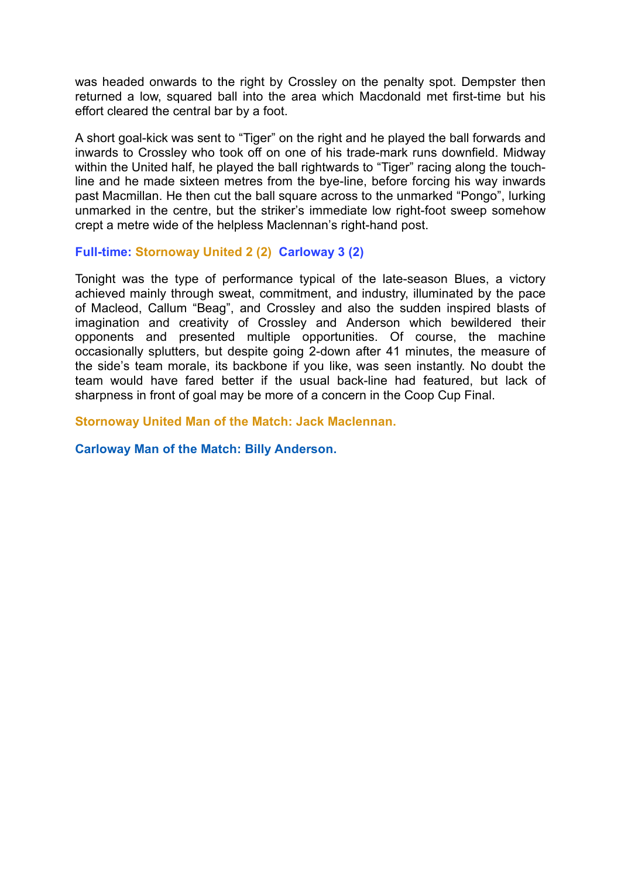was headed onwards to the right by Crossley on the penalty spot. Dempster then returned a low, squared ball into the area which Macdonald met first-time but his effort cleared the central bar by a foot.

A short goal-kick was sent to "Tiger" on the right and he played the ball forwards and inwards to Crossley who took off on one of his trade-mark runs downfield. Midway within the United half, he played the ball rightwards to "Tiger" racing along the touch-line and he made sixteen metres from the bye-line, before forcing his way inwards past Macmillan. He then cut the ball square across to the unmarked "Pongo", lurking unmarked in the centre, but the striker's immediate low right-foot sweep somehow crept a metre wide of the helpless Maclennan's right-hand post.

**Full-time: Stornoway United 2 (2) Carloway 3 (2)**

Tonight was the type of performance typical of the late-season Blues, a victory achieved mainly through sweat, commitment, and industry, illuminated by the pace of Macleod, Callum "Beag", and Crossley and also the sudden inspired blasts of imagination and creativity of Crossley and Anderson which bewildered their opponents and presented multiple opportunities. Of course, the machine occasionally splutters, but despite going 2-down after 41 minutes, the measure of the side's team morale, its backbone if you like, was seen instantly. No doubt the team would have fared better if the usual back-line had featured, but lack of sharpness in front of goal may be more of a concern in the Coop Cup Final.

**Stornoway United Man of the Match: Jack Maclennan.**

**Carloway Man of the Match: Billy Anderson.**